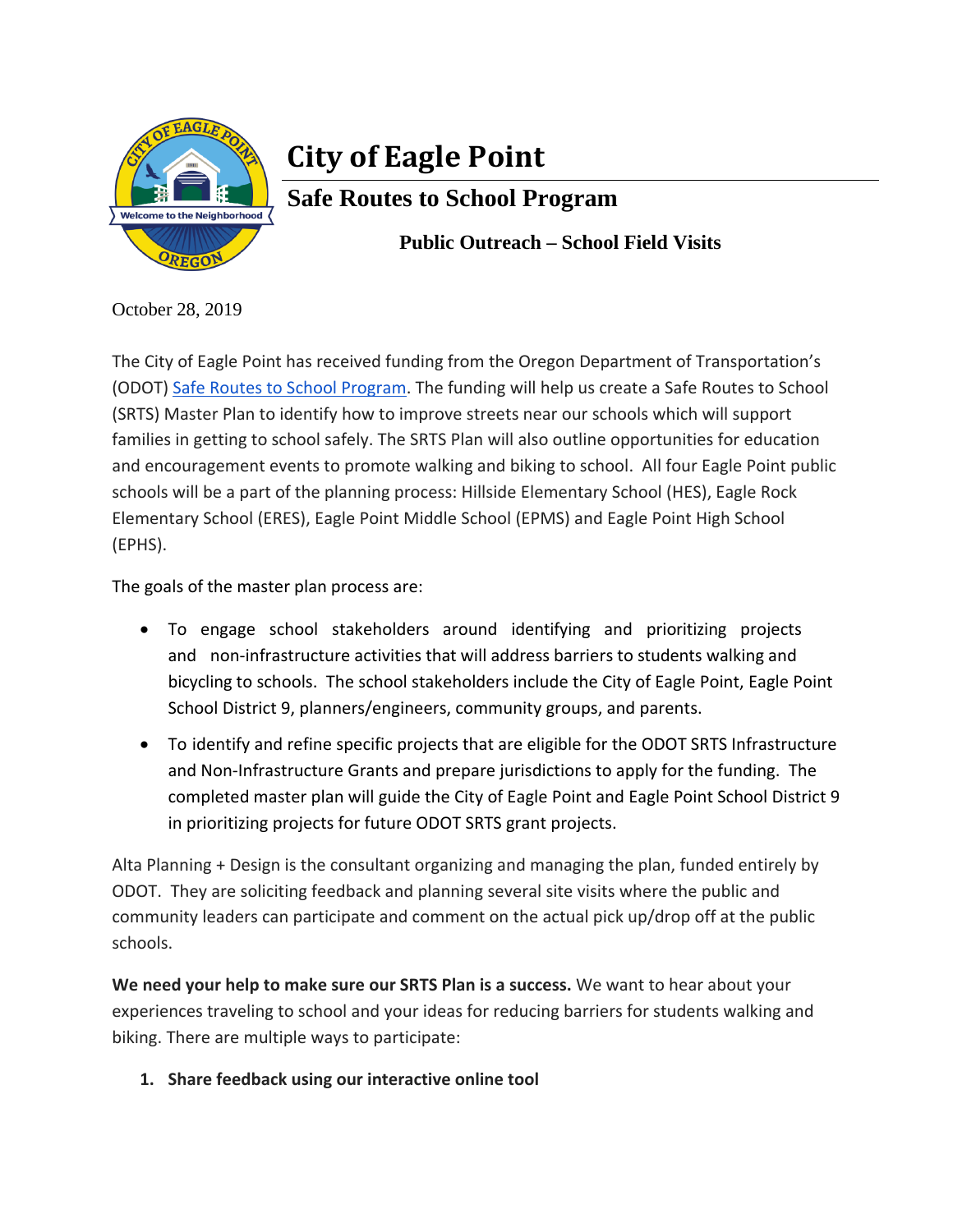# City of Eagle Point

## Safe Routes to School Program

### Public Outreach – School Field Visits

October 28, 2019

The City of Eagle Point has received funding from the Oregon Department of Transportation's (ODOT) Safe Routes to School Program. The funding will help us create a Safe Routes to School (SRTS) Master Plan to identify how to improve streets near our schools which will support families in getting to school safely. The SRTS Plan will also outline opportunities for education and encouragement events to promote walking and biking to school. All four Eagle Point public schools will be a part of the planning process: Hillside Elementary School (HES), Eagle Rock Elementary School (ERES), Eagle Point Middle School (EPMS) and Eagle Point High School (EPHS).

The goals of the master plan process are:

- To engage school stakeholders around identifying and prioritizing projects and non-infrastructure activities that will address barriers to students walking and bicycling to schools. The school stakeholders include the City of Eagle Point, Eagle Point School District 9, planners/engineers, community groups, and parents.
- To identify and refine specific projects that are eligible for the ODOT SRTS Infrastructure and Non-Infrastructure Grants and prepare jurisdictions to apply for the funding. The completed master plan will guide the City of Eagle Point and Eagle Point School District 9 in prioritizing projects for future ODOT SRTS grant projects.

Alta Planning + Design is the consultant organizing and managing the plan, funded entirely by ODOT. They are soliciting feedback and planning several site visits where the public and community leaders can participate and comment on the actual pick up/drop off at the public schools.

**We need your help to make sure our SRTS Plan is a success.** We want to hear about your experiences traveling to school and your ideas for reducing barriers for students walking and biking. There are multiple ways to participate:

1. **Share feedback using our interactive online tool**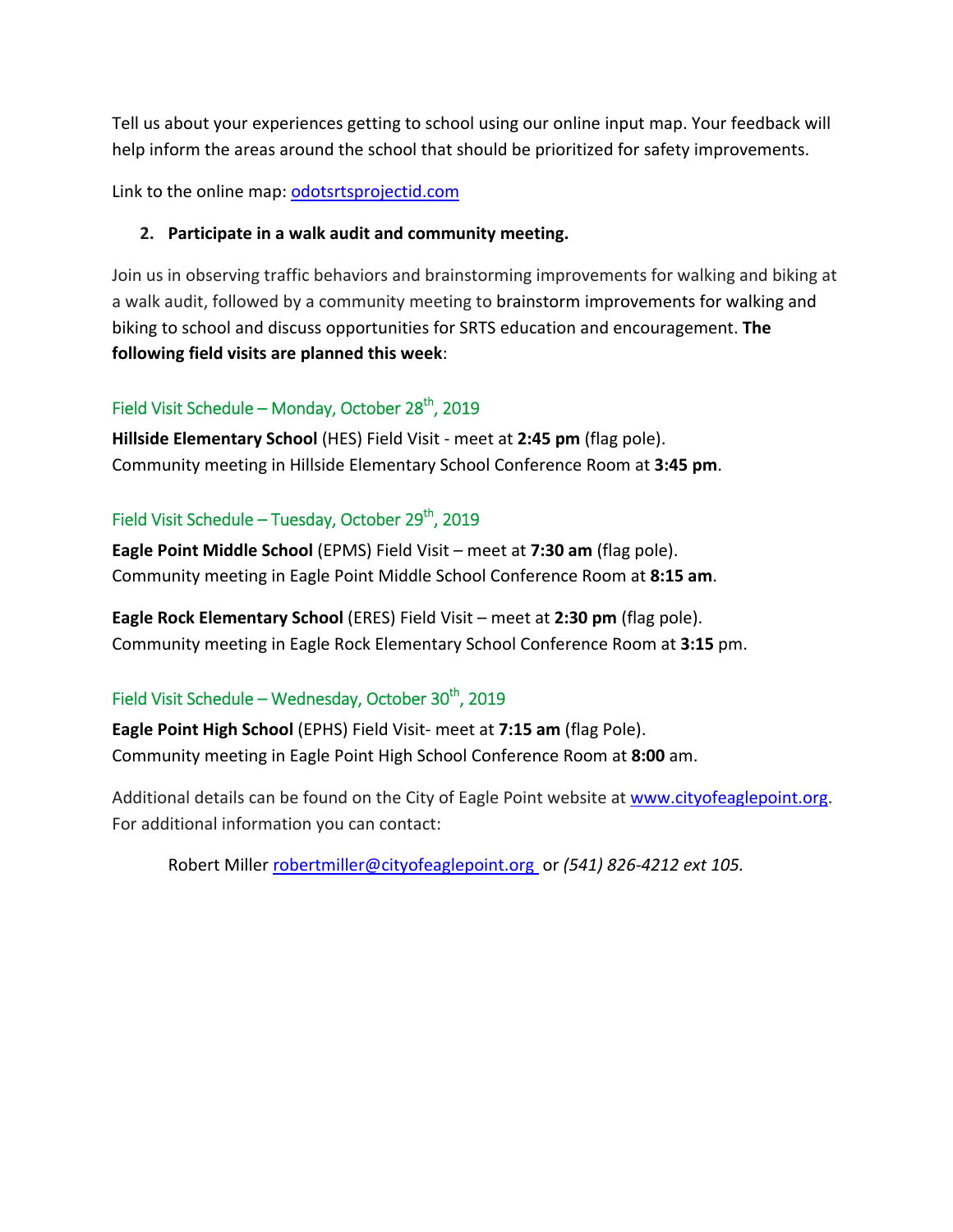Tell us about your experiences getting to school using our online input map. Your feedback will help inform the areas around the school that should be prioritized for safety improvements.

Link to the online map: [odotsrtsprojectid.com](odotsrtsprojectid.com)

2. **Participate in a walk audit and community meeting.**

Join us in observing traffic behaviors and brainstorming improvements for walking and biking at a walk audit, followed by a community meeting to brainstorm improvements for walking and biking to school and discuss opportunities for SRTS education and encouragement. **The following field visits are planned this week**:

### Field Visit Schedule – Monday, October 28th, 2019

**Hillside Elementary School** (HES) Field Visit - meet at **2:45 pm** (flag pole).
Community meeting in Hillside Elementary School Conference Room at **3:45 pm**.

### Field Visit Schedule – Tuesday, October 29th, 2019

**Eagle Point Middle School** (EPMS) Field Visit – meet at **7:30 am** (flag pole).
Community meeting in Eagle Point Middle School Conference Room at **8:15 am**.

**Eagle Rock Elementary School** (ERES) Field Visit – meet at **2:30 pm** (flag pole).
Community meeting in Eagle Rock Elementary School Conference Room at **3:15** pm.

### Field Visit Schedule – Wednesday, October 30th, 2019

**Eagle Point High School** (EPHS) Field Visit- meet at **7:15 am** (flag Pole).
Community meeting in Eagle Point High School Conference Room at **8:00** am.

Additional details can be found on the City of Eagle Point website at [www.cityofeaglepoint.org](www.cityofeaglepoint.org).
For additional information you can contact:

Robert Miller [robertmiller@cityofeaglepoint.org](mailto:robertmiller@cityofeaglepoint.org) or *(541) 826-4212 ext 105.*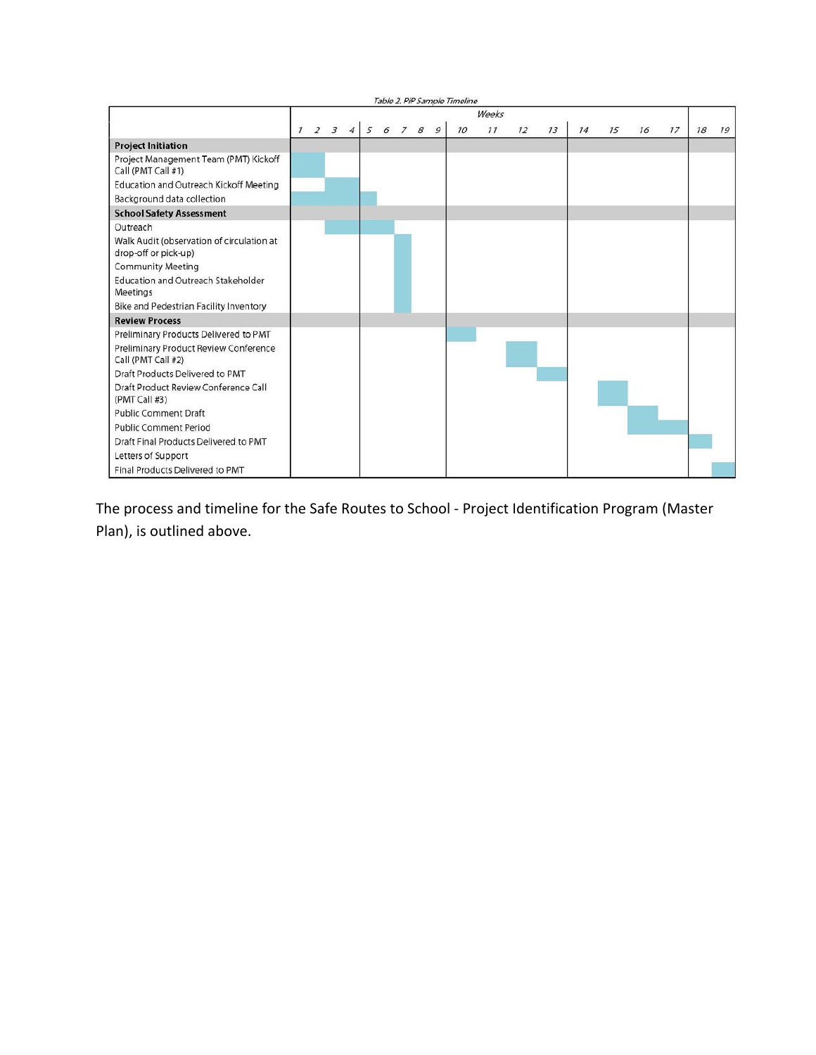*Table 2. PIP Sample Timeline*

Weeks

1 2 3 4 5 6 7 8 9 10 11 12 13 14 15 16 17 18 19

**Project Initiation**

Project Management Team (PMT) Kickoff Call (PMT Call #1)

Education and Outreach Kickoff Meeting

Background data collection

**School Safety Assessment**

Outreach

Walk Audit (observation of circulation at drop-off or pick-up)

Community Meeting

Education and Outreach Stakeholder Meetings

Bike and Pedestrian Facility Inventory

**Review Process**

Preliminary Products Delivered to PMT

Preliminary Product Review Conference Call (PMT Call #2)

Draft Products Delivered to PMT

Draft Product Review Conference Call (PMT Call #3)

Public Comment Draft

Public Comment Period

Draft Final Products Delivered to PMT

Letters of Support

Final Products Delivered to PMT

The process and timeline for the Safe Routes to School - Project Identification Program (Master Plan), is outlined above.